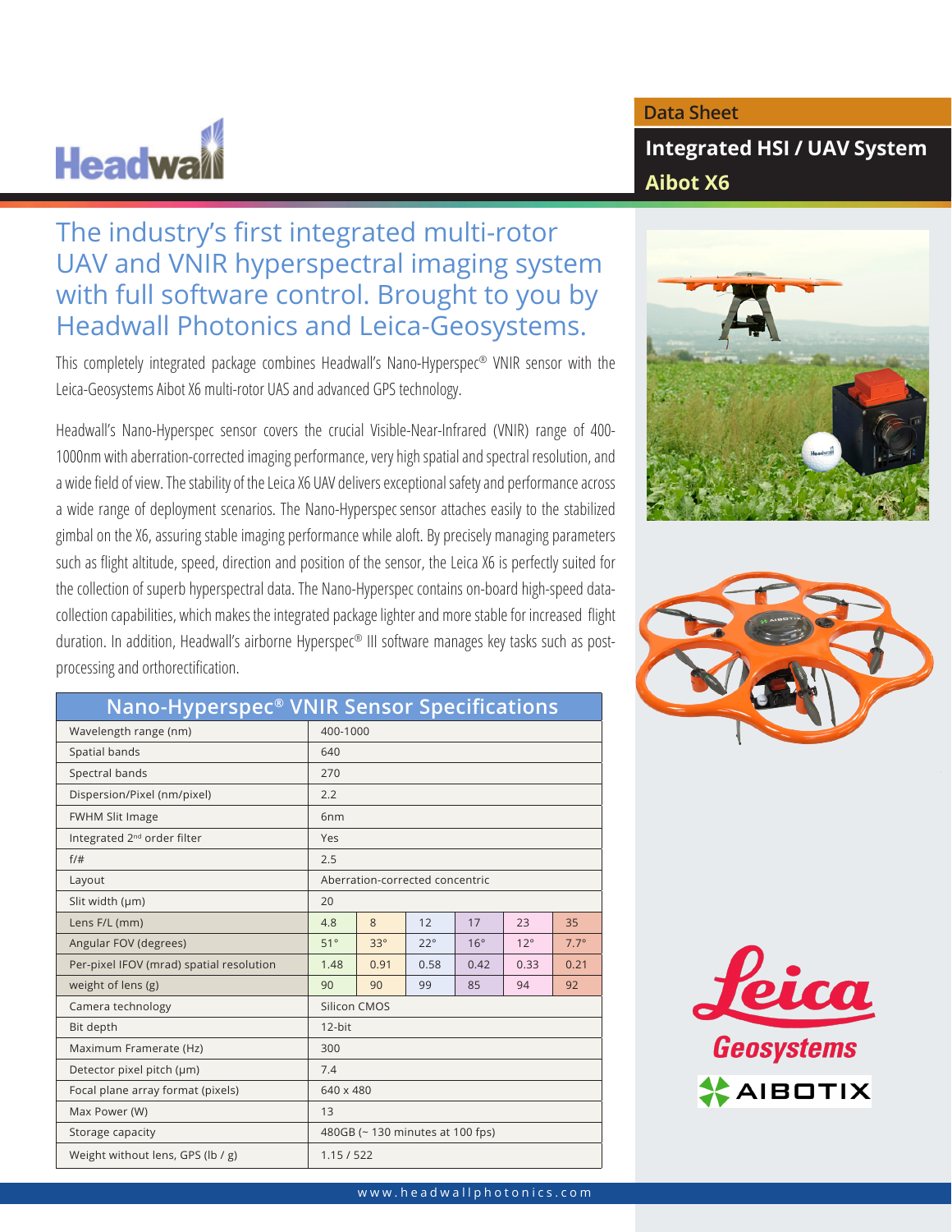Data Sheet

# Integrated HSI / UAV System

## Aibot X6

## The industry's first integrated multi-rotor UAV and VNIR hyperspectral imaging system with full software control. Brought to you by Headwall Photonics and Leica-Geosystems.

This completely integrated package combines Headwall's Nano-Hyperspec® VNIR sensor with the Leica-Geosystems Aibot X6 multi-rotor UAS and advanced GPS technology.

Headwall's Nano-Hyperspec sensor covers the crucial Visible-Near-Infrared (VNIR) range of 400-1000nm with aberration-corrected imaging performance, very high spatial and spectral resolution, and a wide field of view. The stability of the Leica X6 UAV delivers exceptional safety and performance across a wide range of deployment scenarios. The Nano-Hyperspec sensor attaches easily to the stabilized gimbal on the X6, assuring stable imaging performance while aloft. By precisely managing parameters such as flight altitude, speed, direction and position of the sensor, the Leica X6 is perfectly suited for the collection of superb hyperspectral data. The Nano-Hyperspec contains on-board high-speed data-collection capabilities, which makes the integrated package lighter and more stable for increased flight duration. In addition, Headwall's airborne Hyperspec® III software manages key tasks such as post-processing and orthorectification.

### Nano-Hyperspec® VNIR Sensor Specifications

| Parameter | | | | | | |
|---|---|---|---|---|---|---|
| Wavelength range (nm) | 400-1000 | | | | | |
| Spatial bands | 640 | | | | | |
| Spectral bands | 270 | | | | | |
| Dispersion/Pixel (nm/pixel) | 2.2 | | | | | |
| FWHM Slit Image | 6nm | | | | | |
| Integrated 2nd order filter | Yes | | | | | |
| f/# | 2.5 | | | | | |
| Layout | Aberration-corrected concentric | | | | | |
| Slit width (μm) | 20 | | | | | |
| Lens F/L (mm) | 4.8 | 8 | 12 | 17 | 23 | 35 |
| Angular FOV (degrees) | 51° | 33° | 22° | 16° | 12° | 7.7° |
| Per-pixel IFOV (mrad) spatial resolution | 1.48 | 0.91 | 0.58 | 0.42 | 0.33 | 0.21 |
| weight of lens (g) | 90 | 90 | 99 | 85 | 94 | 92 |
| Camera technology | Silicon CMOS | | | | | |
| Bit depth | 12-bit | | | | | |
| Maximum Framerate (Hz) | 300 | | | | | |
| Detector pixel pitch (μm) | 7.4 | | | | | |
| Focal plane array format (pixels) | 640 x 480 | | | | | |
| Max Power (W) | 13 | | | | | |
| Storage capacity | 480GB (~ 130 minutes at 100 fps) | | | | | |
| Weight without lens, GPS (lb / g) | 1.15 / 522 | | | | | |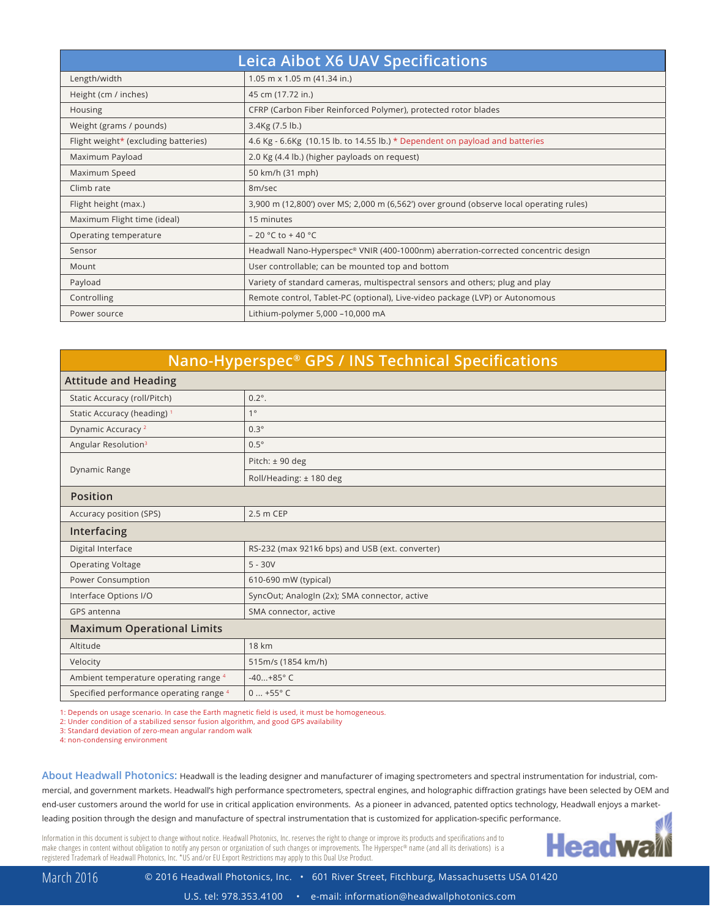| Leica Aibot X6 UAV Specifications | |
|---|---|
| Length/width | 1.05 m x 1.05 m (41.34 in.) |
| Height (cm / inches) | 45 cm (17.72 in.) |
| Housing | CFRP (Carbon Fiber Reinforced Polymer), protected rotor blades |
| Weight (grams / pounds) | 3.4Kg (7.5 lb.) |
| Flight weight* (excluding batteries) | 4.6 Kg - 6.6Kg (10.15 lb. to 14.55 lb.) * Dependent on payload and batteries |
| Maximum Payload | 2.0 Kg (4.4 lb.) (higher payloads on request) |
| Maximum Speed | 50 km/h (31 mph) |
| Climb rate | 8m/sec |
| Flight height (max.) | 3,900 m (12,800') over MS; 2,000 m (6,562') over ground (observe local operating rules) |
| Maximum Flight time (ideal) | 15 minutes |
| Operating temperature | – 20 °C to + 40 °C |
| Sensor | Headwall Nano-Hyperspec® VNIR (400-1000nm) aberration-corrected concentric design |
| Mount | User controllable; can be mounted top and bottom |
| Payload | Variety of standard cameras, multispectral sensors and others; plug and play |
| Controlling | Remote control, Tablet-PC (optional), Live-video package (LVP) or Autonomous |
| Power source | Lithium-polymer 5,000 –10,000 mA |

| Nano-Hyperspec® GPS / INS Technical Specifications | |
|---|---|
| **Attitude and Heading** | |
| Static Accuracy (roll/Pitch) | 0.2°. |
| Static Accuracy (heading) [1] | 1° |
| Dynamic Accuracy [2] | 0.3° |
| Angular Resolution[3] | 0.5° |
| Dynamic Range | Pitch: ± 90 deg |
| | Roll/Heading: ± 180 deg |
| **Position** | |
| Accuracy position (SPS) | 2.5 m CEP |
| **Interfacing** | |
| Digital Interface | RS-232 (max 921k6 bps) and USB (ext. converter) |
| Operating Voltage | 5 - 30V |
| Power Consumption | 610-690 mW (typical) |
| Interface Options I/O | SyncOut; AnalogIn (2x); SMA connector, active |
| GPS antenna | SMA connector, active |
| **Maximum Operational Limits** | |
| Altitude | 18 km |
| Velocity | 515m/s (1854 km/h) |
| Ambient temperature operating range [4] | -40...+85° C |
| Specified performance operating range [4] | 0 ... +55° C |

1: Depends on usage scenario. In case the Earth magnetic field is used, it must be homogeneous.
2: Under condition of a stabilized sensor fusion algorithm, and good GPS availability
3: Standard deviation of zero-mean angular random walk
4: non-condensing environment

**About Headwall Photonics:** Headwall is the leading designer and manufacturer of imaging spectrometers and spectral instrumentation for industrial, commercial, and government markets. Headwall's high performance spectrometers, spectral engines, and holographic diffraction gratings have been selected by OEM and end-user customers around the world for use in critical application environments. As a pioneer in advanced, patented optics technology, Headwall enjoys a market-leading position through the design and manufacture of spectral instrumentation that is customized for application-specific performance.

Information in this document is subject to change without notice. Headwall Photonics, Inc. reserves the right to change or improve its products and specifications and to make changes in content without obligation to notify any person or organization of such changes or improvements. The Hyperspec® name (and all its derivations) is a registered Trademark of Headwall Photonics, Inc. *US and/or EU Export Restrictions may apply to this Dual Use Product.

Headwall

March 2016 © 2016 Headwall Photonics, Inc. • 601 River Street, Fitchburg, Massachusetts USA 01420

U.S. tel: 978.353.4100 • e-mail: information@headwallphotonics.com